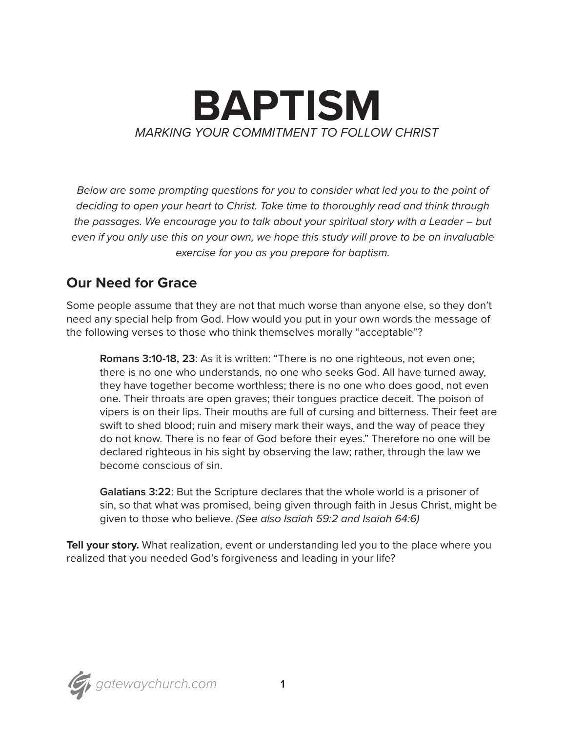# BAPTISM

*MARKING YOUR COMMITMENT TO FOLLOW CHRIST*

*Below are some prompting questions for you to consider what led you to the point of deciding to open your heart to Christ. Take time to thoroughly read and think through the passages. We encourage you to talk about your spiritual story with a Leader – but even if you only use this on your own, we hope this study will prove to be an invaluable exercise for you as you prepare for baptism.*

## Our Need for Grace

Some people assume that they are not that much worse than anyone else, so they don't need any special help from God. How would you put in your own words the message of the following verses to those who think themselves morally "acceptable"?

> **Romans 3:10-18, 23**: As it is written: "There is no one righteous, not even one; there is no one who understands, no one who seeks God. All have turned away, they have together become worthless; there is no one who does good, not even one. Their throats are open graves; their tongues practice deceit. The poison of vipers is on their lips. Their mouths are full of cursing and bitterness. Their feet are swift to shed blood; ruin and misery mark their ways, and the way of peace they do not know. There is no fear of God before their eyes." Therefore no one will be declared righteous in his sight by observing the law; rather, through the law we become conscious of sin.
>
> **Galatians 3:22**: But the Scripture declares that the whole world is a prisoner of sin, so that what was promised, being given through faith in Jesus Christ, might be given to those who believe. *(See also Isaiah 59:2 and Isaiah 64:6)*

**Tell your story.** What realization, event or understanding led you to the place where you realized that you needed God's forgiveness and leading in your life?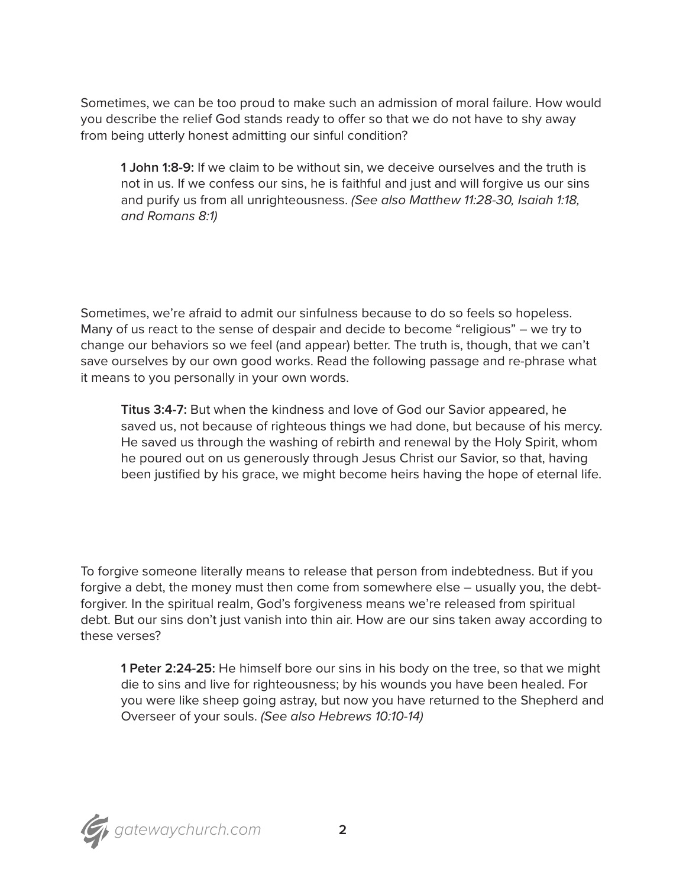Sometimes, we can be too proud to make such an admission of moral failure. How would you describe the relief God stands ready to offer so that we do not have to shy away from being utterly honest admitting our sinful condition?

> **1 John 1:8-9:** If we claim to be without sin, we deceive ourselves and the truth is not in us. If we confess our sins, he is faithful and just and will forgive us our sins and purify us from all unrighteousness. *(See also Matthew 11:28-30, Isaiah 1:18, and Romans 8:1)*

Sometimes, we're afraid to admit our sinfulness because to do so feels so hopeless. Many of us react to the sense of despair and decide to become "religious" – we try to change our behaviors so we feel (and appear) better. The truth is, though, that we can't save ourselves by our own good works. Read the following passage and re-phrase what it means to you personally in your own words.

> **Titus 3:4-7:** But when the kindness and love of God our Savior appeared, he saved us, not because of righteous things we had done, but because of his mercy. He saved us through the washing of rebirth and renewal by the Holy Spirit, whom he poured out on us generously through Jesus Christ our Savior, so that, having been justified by his grace, we might become heirs having the hope of eternal life.

To forgive someone literally means to release that person from indebtedness. But if you forgive a debt, the money must then come from somewhere else – usually you, the debt-forgiver. In the spiritual realm, God's forgiveness means we're released from spiritual debt. But our sins don't just vanish into thin air. How are our sins taken away according to these verses?

> **1 Peter 2:24-25:** He himself bore our sins in his body on the tree, so that we might die to sins and live for righteousness; by his wounds you have been healed. For you were like sheep going astray, but now you have returned to the Shepherd and Overseer of your souls. *(See also Hebrews 10:10-14)*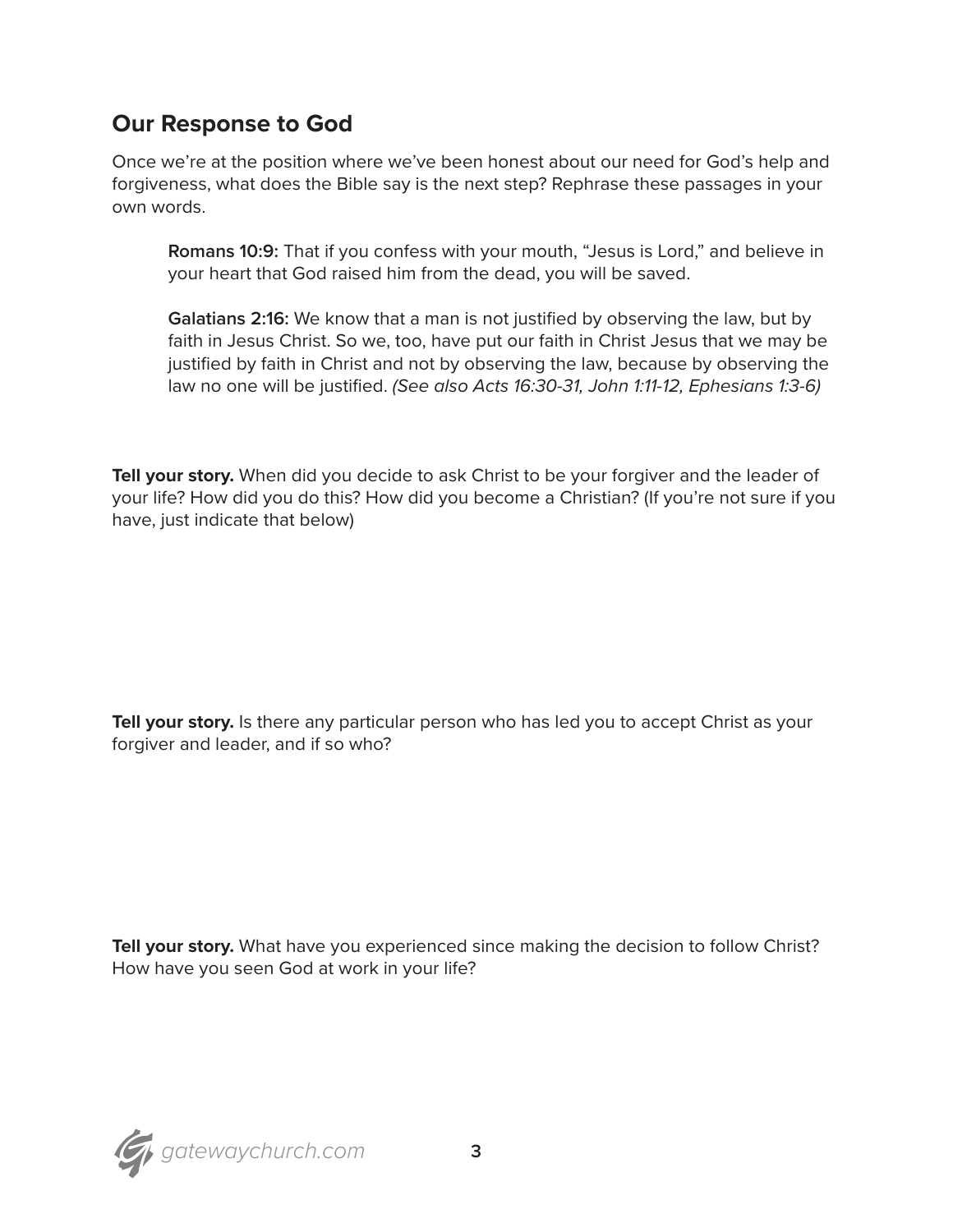## Our Response to God

Once we're at the position where we've been honest about our need for God's help and forgiveness, what does the Bible say is the next step? Rephrase these passages in your own words.

> **Romans 10:9:** That if you confess with your mouth, "Jesus is Lord," and believe in your heart that God raised him from the dead, you will be saved.
>
> **Galatians 2:16:** We know that a man is not justified by observing the law, but by faith in Jesus Christ. So we, too, have put our faith in Christ Jesus that we may be justified by faith in Christ and not by observing the law, because by observing the law no one will be justified. *(See also Acts 16:30-31, John 1:11-12, Ephesians 1:3-6)*

**Tell your story.** When did you decide to ask Christ to be your forgiver and the leader of your life? How did you do this? How did you become a Christian? (If you're not sure if you have, just indicate that below)

**Tell your story.** Is there any particular person who has led you to accept Christ as your forgiver and leader, and if so who?

**Tell your story.** What have you experienced since making the decision to follow Christ? How have you seen God at work in your life?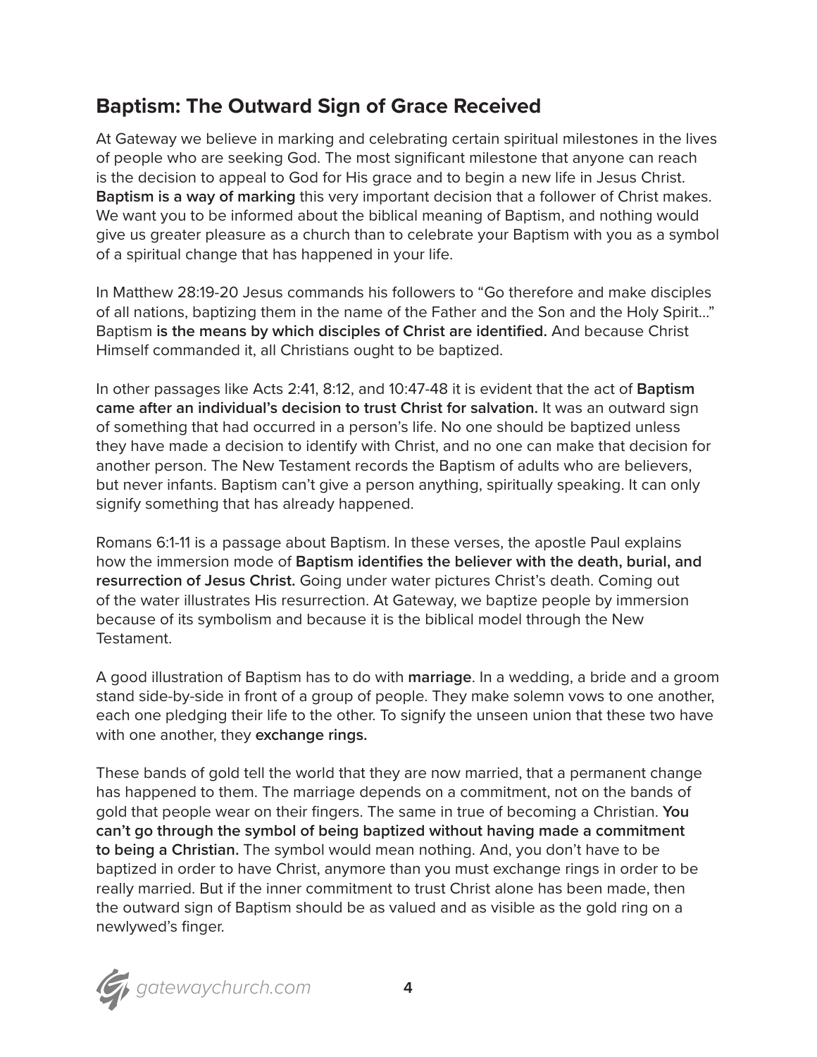## Baptism: The Outward Sign of Grace Received

At Gateway we believe in marking and celebrating certain spiritual milestones in the lives of people who are seeking God. The most significant milestone that anyone can reach is the decision to appeal to God for His grace and to begin a new life in Jesus Christ. **Baptism is a way of marking** this very important decision that a follower of Christ makes. We want you to be informed about the biblical meaning of Baptism, and nothing would give us greater pleasure as a church than to celebrate your Baptism with you as a symbol of a spiritual change that has happened in your life.

In Matthew 28:19-20 Jesus commands his followers to "Go therefore and make disciples of all nations, baptizing them in the name of the Father and the Son and the Holy Spirit..." Baptism **is the means by which disciples of Christ are identified.** And because Christ Himself commanded it, all Christians ought to be baptized.

In other passages like Acts 2:41, 8:12, and 10:47-48 it is evident that the act of **Baptism came after an individual's decision to trust Christ for salvation.** It was an outward sign of something that had occurred in a person's life. No one should be baptized unless they have made a decision to identify with Christ, and no one can make that decision for another person. The New Testament records the Baptism of adults who are believers, but never infants. Baptism can't give a person anything, spiritually speaking. It can only signify something that has already happened.

Romans 6:1-11 is a passage about Baptism. In these verses, the apostle Paul explains how the immersion mode of **Baptism identifies the believer with the death, burial, and resurrection of Jesus Christ.** Going under water pictures Christ's death. Coming out of the water illustrates His resurrection. At Gateway, we baptize people by immersion because of its symbolism and because it is the biblical model through the New Testament.

A good illustration of Baptism has to do with **marriage**. In a wedding, a bride and a groom stand side-by-side in front of a group of people. They make solemn vows to one another, each one pledging their life to the other. To signify the unseen union that these two have with one another, they **exchange rings.**

These bands of gold tell the world that they are now married, that a permanent change has happened to them. The marriage depends on a commitment, not on the bands of gold that people wear on their fingers. The same in true of becoming a Christian. **You can't go through the symbol of being baptized without having made a commitment to being a Christian.** The symbol would mean nothing. And, you don't have to be baptized in order to have Christ, anymore than you must exchange rings in order to be really married. But if the inner commitment to trust Christ alone has been made, then the outward sign of Baptism should be as valued and as visible as the gold ring on a newlywed's finger.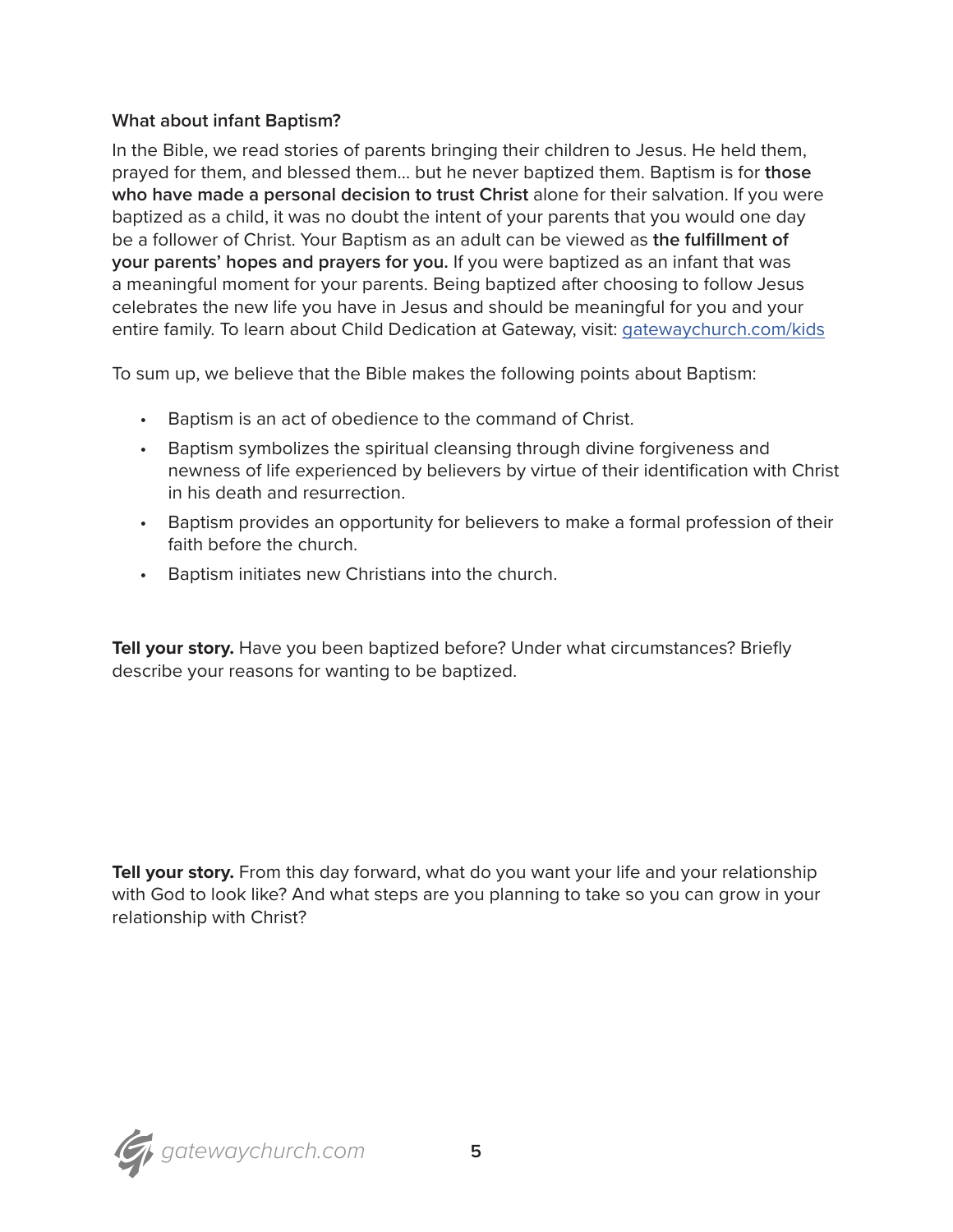### What about infant Baptism?

In the Bible, we read stories of parents bringing their children to Jesus. He held them, prayed for them, and blessed them... but he never baptized them. Baptism is for **those who have made a personal decision to trust Christ** alone for their salvation. If you were baptized as a child, it was no doubt the intent of your parents that you would one day be a follower of Christ. Your Baptism as an adult can be viewed as **the fulfillment of your parents' hopes and prayers for you.** If you were baptized as an infant that was a meaningful moment for your parents. Being baptized after choosing to follow Jesus celebrates the new life you have in Jesus and should be meaningful for you and your entire family. To learn about Child Dedication at Gateway, visit: gatewaychurch.com/kids

To sum up, we believe that the Bible makes the following points about Baptism:

- Baptism is an act of obedience to the command of Christ.
- Baptism symbolizes the spiritual cleansing through divine forgiveness and newness of life experienced by believers by virtue of their identification with Christ in his death and resurrection.
- Baptism provides an opportunity for believers to make a formal profession of their faith before the church.
- Baptism initiates new Christians into the church.

**Tell your story.** Have you been baptized before? Under what circumstances? Briefly describe your reasons for wanting to be baptized.

**Tell your story.** From this day forward, what do you want your life and your relationship with God to look like? And what steps are you planning to take so you can grow in your relationship with Christ?